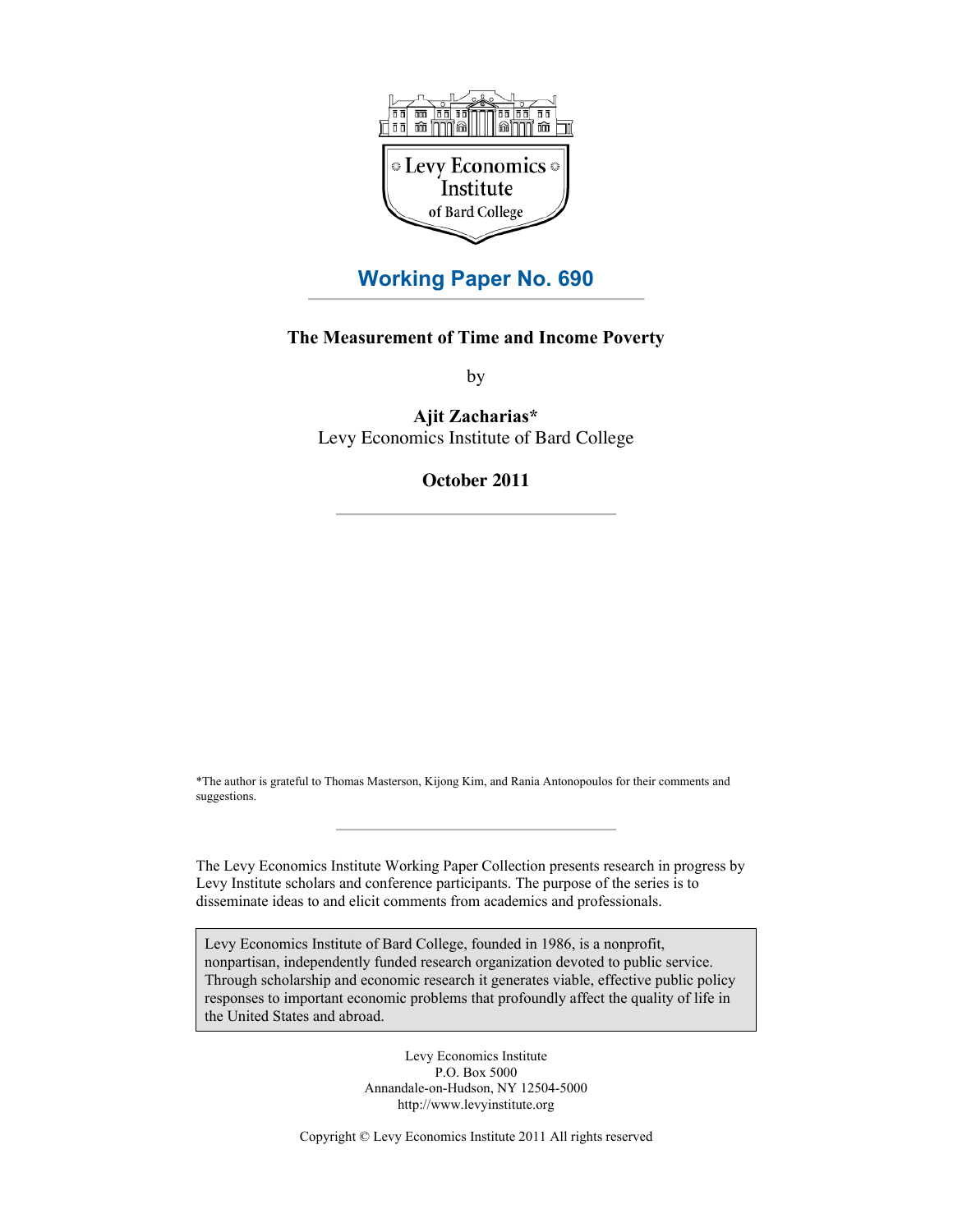Levy Economics Institute of Bard College

## Working Paper No. 690

### The Measurement of Time and Income Poverty

by

**Ajit Zacharias***
Levy Economics Institute of Bard College

**October 2011**

*The author is grateful to Thomas Masterson, Kijong Kim, and Rania Antonopoulos for their comments and suggestions.

The Levy Economics Institute Working Paper Collection presents research in progress by Levy Institute scholars and conference participants. The purpose of the series is to disseminate ideas to and elicit comments from academics and professionals.

Levy Economics Institute of Bard College, founded in 1986, is a nonprofit, nonpartisan, independently funded research organization devoted to public service. Through scholarship and economic research it generates viable, effective public policy responses to important economic problems that profoundly affect the quality of life in the United States and abroad.

Levy Economics Institute
P.O. Box 5000
Annandale-on-Hudson, NY 12504-5000
http://www.levyinstitute.org

Copyright © Levy Economics Institute 2011 All rights reserved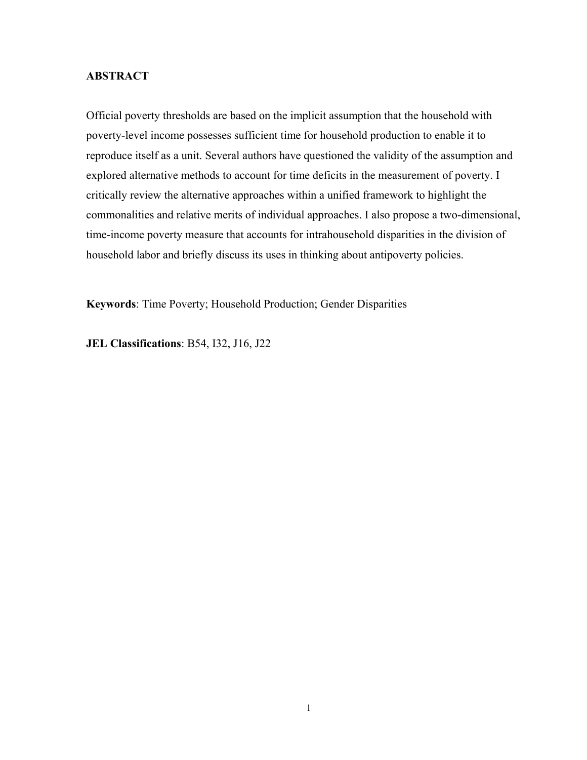**ABSTRACT**

Official poverty thresholds are based on the implicit assumption that the household with poverty-level income possesses sufficient time for household production to enable it to reproduce itself as a unit. Several authors have questioned the validity of the assumption and explored alternative methods to account for time deficits in the measurement of poverty. I critically review the alternative approaches within a unified framework to highlight the commonalities and relative merits of individual approaches. I also propose a two-dimensional, time-income poverty measure that accounts for intrahousehold disparities in the division of household labor and briefly discuss its uses in thinking about antipoverty policies.

**Keywords**: Time Poverty; Household Production; Gender Disparities

**JEL Classifications**: B54, I32, J16, J22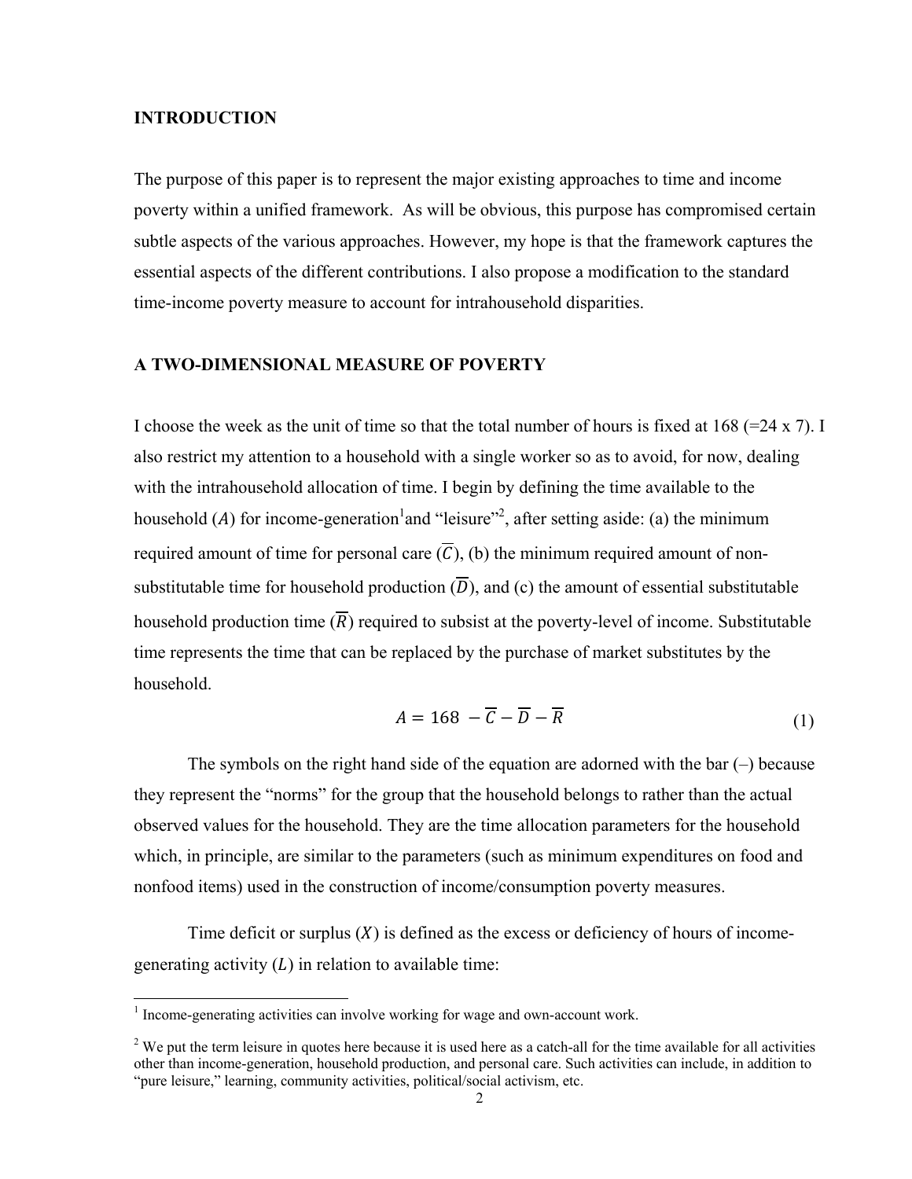## INTRODUCTION

The purpose of this paper is to represent the major existing approaches to time and income poverty within a unified framework. As will be obvious, this purpose has compromised certain subtle aspects of the various approaches. However, my hope is that the framework captures the essential aspects of the different contributions. I also propose a modification to the standard time-income poverty measure to account for intrahousehold disparities.

## A TWO-DIMENSIONAL MEASURE OF POVERTY

I choose the week as the unit of time so that the total number of hours is fixed at 168 (=24 x 7). I also restrict my attention to a household with a single worker so as to avoid, for now, dealing with the intrahousehold allocation of time. I begin by defining the time available to the household ($A$) for income-generation[1]and "leisure"[2], after setting aside: (a) the minimum required amount of time for personal care ($\overline{C}$), (b) the minimum required amount of non-substitutable time for household production ($\overline{D}$), and (c) the amount of essential substitutable household production time ($\overline{R}$) required to subsist at the poverty-level of income. Substitutable time represents the time that can be replaced by the purchase of market substitutes by the household.

$$A = 168 - \overline{C} - \overline{D} - \overline{R} \tag{1}$$

The symbols on the right hand side of the equation are adorned with the bar (–) because they represent the "norms" for the group that the household belongs to rather than the actual observed values for the household. They are the time allocation parameters for the household which, in principle, are similar to the parameters (such as minimum expenditures on food and nonfood items) used in the construction of income/consumption poverty measures.

Time deficit or surplus ($X$) is defined as the excess or deficiency of hours of income-generating activity ($L$) in relation to available time:

[1] Income-generating activities can involve working for wage and own-account work.

[2] We put the term leisure in quotes here because it is used here as a catch-all for the time available for all activities other than income-generation, household production, and personal care. Such activities can include, in addition to "pure leisure," learning, community activities, political/social activism, etc.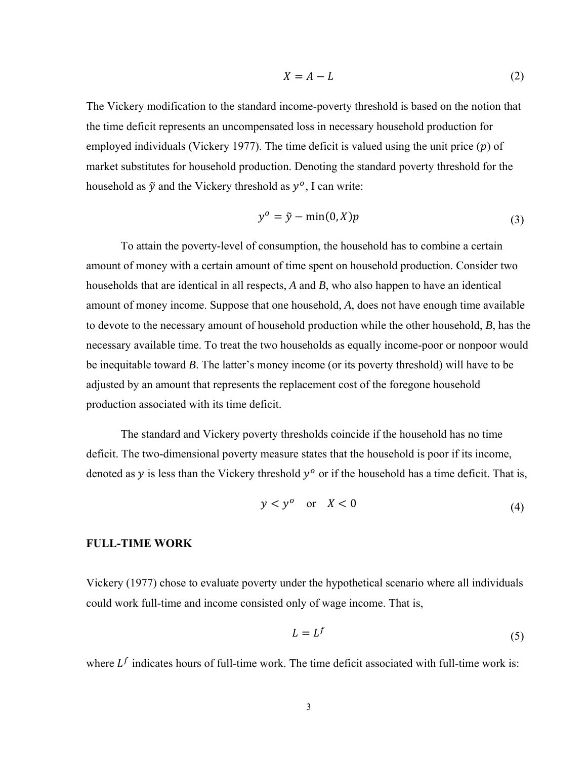$$X = A - L \tag{2}$$

The Vickery modification to the standard income-poverty threshold is based on the notion that the time deficit represents an uncompensated loss in necessary household production for employed individuals (Vickery 1977). The time deficit is valued using the unit price ($p$) of market substitutes for household production. Denoting the standard poverty threshold for the household as $\tilde{y}$ and the Vickery threshold as $y^o$, I can write:

$$y^o = \tilde{y} - \min(0, X)p \tag{3}$$

To attain the poverty-level of consumption, the household has to combine a certain amount of money with a certain amount of time spent on household production. Consider two households that are identical in all respects, *A* and *B*, who also happen to have an identical amount of money income. Suppose that one household, *A*, does not have enough time available to devote to the necessary amount of household production while the other household, *B*, has the necessary available time. To treat the two households as equally income-poor or nonpoor would be inequitable toward *B*. The latter's money income (or its poverty threshold) will have to be adjusted by an amount that represents the replacement cost of the foregone household production associated with its time deficit.

The standard and Vickery poverty thresholds coincide if the household has no time deficit. The two-dimensional poverty measure states that the household is poor if its income, denoted as $y$ is less than the Vickery threshold $y^o$ or if the household has a time deficit. That is,

$$y < y^o \quad \text{or} \quad X < 0 \tag{4}$$

**FULL-TIME WORK**

Vickery (1977) chose to evaluate poverty under the hypothetical scenario where all individuals could work full-time and income consisted only of wage income. That is,

$$L = L^f \tag{5}$$

where $L^f$ indicates hours of full-time work. The time deficit associated with full-time work is: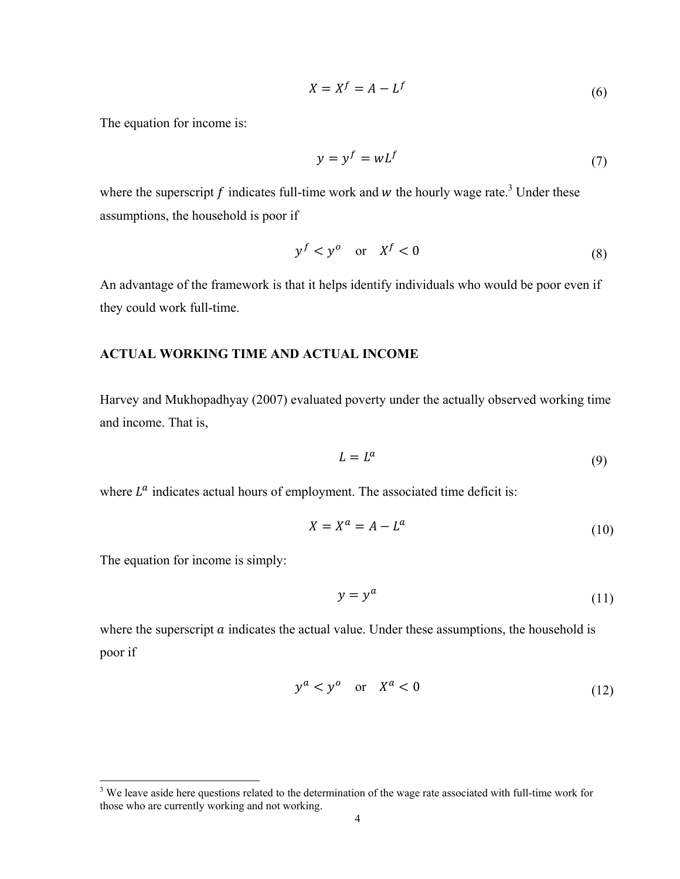$$X = X^f = A - L^f \tag{6}$$

The equation for income is:

$$y = y^f = wL^f \tag{7}$$

where the superscript $f$ indicates full-time work and $w$ the hourly wage rate.[3] Under these assumptions, the household is poor if

$$y^f < y^o \quad \text{or} \quad X^f < 0 \tag{8}$$

An advantage of the framework is that it helps identify individuals who would be poor even if they could work full-time.

### ACTUAL WORKING TIME AND ACTUAL INCOME

Harvey and Mukhopadhyay (2007) evaluated poverty under the actually observed working time and income. That is,

$$L = L^a \tag{9}$$

where $L^a$ indicates actual hours of employment. The associated time deficit is:

$$X = X^a = A - L^a \tag{10}$$

The equation for income is simply:

$$y = y^a \tag{11}$$

where the superscript $a$ indicates the actual value. Under these assumptions, the household is poor if

$$y^a < y^o \quad \text{or} \quad X^a < 0 \tag{12}$$

---

[3] We leave aside here questions related to the determination of the wage rate associated with full-time work for those who are currently working and not working.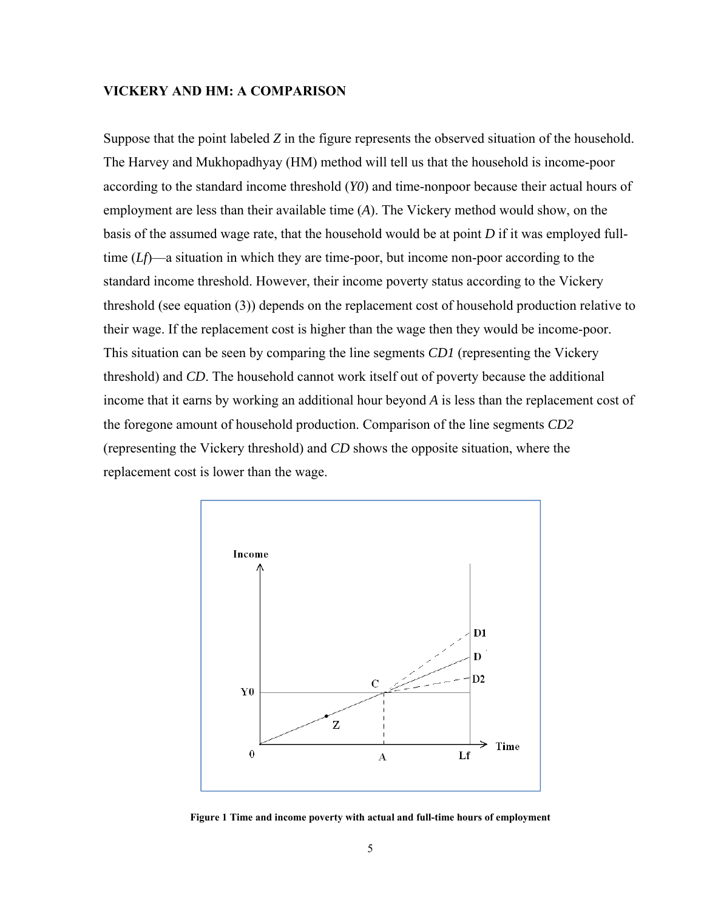## VICKERY AND HM: A COMPARISON

Suppose that the point labeled *Z* in the figure represents the observed situation of the household. The Harvey and Mukhopadhyay (HM) method will tell us that the household is income-poor according to the standard income threshold (*Y0*) and time-nonpoor because their actual hours of employment are less than their available time (*A*). The Vickery method would show, on the basis of the assumed wage rate, that the household would be at point *D* if it was employed full-time (*Lf*)—a situation in which they are time-poor, but income non-poor according to the standard income threshold. However, their income poverty status according to the Vickery threshold (see equation (3)) depends on the replacement cost of household production relative to their wage. If the replacement cost is higher than the wage then they would be income-poor. This situation can be seen by comparing the line segments *CD1* (representing the Vickery threshold) and *CD*. The household cannot work itself out of poverty because the additional income that it earns by working an additional hour beyond *A* is less than the replacement cost of the foregone amount of household production. Comparison of the line segments *CD2* (representing the Vickery threshold) and *CD* shows the opposite situation, where the replacement cost is lower than the wage.

**Figure 1 Time and income poverty with actual and full-time hours of employment**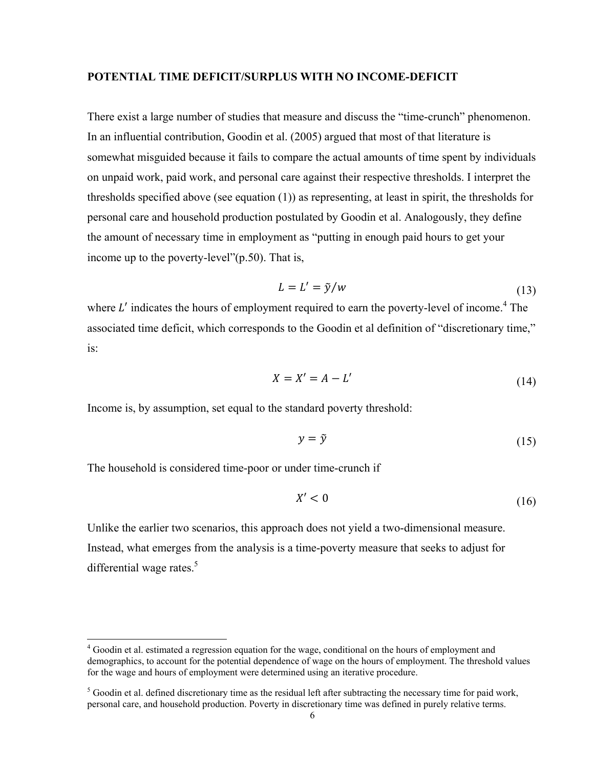**POTENTIAL TIME DEFICIT/SURPLUS WITH NO INCOME-DEFICIT**

There exist a large number of studies that measure and discuss the "time-crunch" phenomenon. In an influential contribution, Goodin et al. (2005) argued that most of that literature is somewhat misguided because it fails to compare the actual amounts of time spent by individuals on unpaid work, paid work, and personal care against their respective thresholds. I interpret the thresholds specified above (see equation (1)) as representing, at least in spirit, the thresholds for personal care and household production postulated by Goodin et al. Analogously, they define the amount of necessary time in employment as "putting in enough paid hours to get your income up to the poverty-level"(p.50). That is,

$$L = L' = \tilde{y}/w \tag{13}$$

where $L'$ indicates the hours of employment required to earn the poverty-level of income.[4] The associated time deficit, which corresponds to the Goodin et al definition of "discretionary time," is:

$$X = X' = A - L' \tag{14}$$

Income is, by assumption, set equal to the standard poverty threshold:

$$y = \tilde{y} \tag{15}$$

The household is considered time-poor or under time-crunch if

$$X' < 0 \tag{16}$$

Unlike the earlier two scenarios, this approach does not yield a two-dimensional measure. Instead, what emerges from the analysis is a time-poverty measure that seeks to adjust for differential wage rates.[5]

---

[4] Goodin et al. estimated a regression equation for the wage, conditional on the hours of employment and demographics, to account for the potential dependence of wage on the hours of employment. The threshold values for the wage and hours of employment were determined using an iterative procedure.

[5] Goodin et al. defined discretionary time as the residual left after subtracting the necessary time for paid work, personal care, and household production. Poverty in discretionary time was defined in purely relative terms.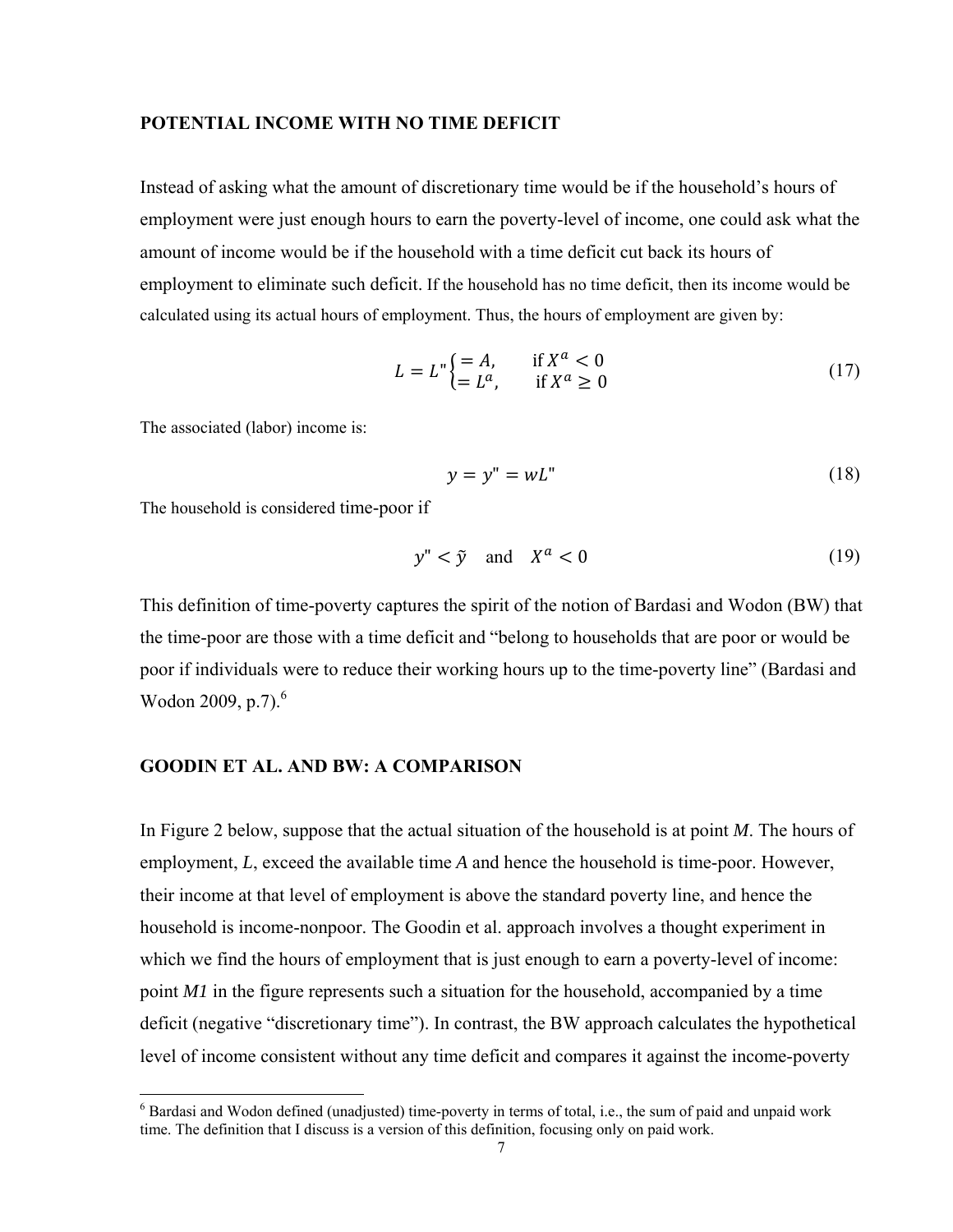## POTENTIAL INCOME WITH NO TIME DEFICIT

Instead of asking what the amount of discretionary time would be if the household's hours of employment were just enough hours to earn the poverty-level of income, one could ask what the amount of income would be if the household with a time deficit cut back its hours of employment to eliminate such deficit. If the household has no time deficit, then its income would be calculated using its actual hours of employment. Thus, the hours of employment are given by:

$$L = L'' \begin{cases} = A, & \text{if } X^a < 0 \\ = L^a, & \text{if } X^a \geq 0 \end{cases} \tag{17}$$

The associated (labor) income is:

$$y = y'' = wL'' \tag{18}$$

The household is considered time-poor if

$$y'' < \tilde{y} \quad \text{and} \quad X^a < 0 \tag{19}$$

This definition of time-poverty captures the spirit of the notion of Bardasi and Wodon (BW) that the time-poor are those with a time deficit and "belong to households that are poor or would be poor if individuals were to reduce their working hours up to the time-poverty line" (Bardasi and Wodon 2009, p.7).[6]

## GOODIN ET AL. AND BW: A COMPARISON

In Figure 2 below, suppose that the actual situation of the household is at point *M*. The hours of employment, *L*, exceed the available time *A* and hence the household is time-poor. However, their income at that level of employment is above the standard poverty line, and hence the household is income-nonpoor. The Goodin et al. approach involves a thought experiment in which we find the hours of employment that is just enough to earn a poverty-level of income: point *M1* in the figure represents such a situation for the household, accompanied by a time deficit (negative "discretionary time"). In contrast, the BW approach calculates the hypothetical level of income consistent without any time deficit and compares it against the income-poverty

[6] Bardasi and Wodon defined (unadjusted) time-poverty in terms of total, i.e., the sum of paid and unpaid work time. The definition that I discuss is a version of this definition, focusing only on paid work.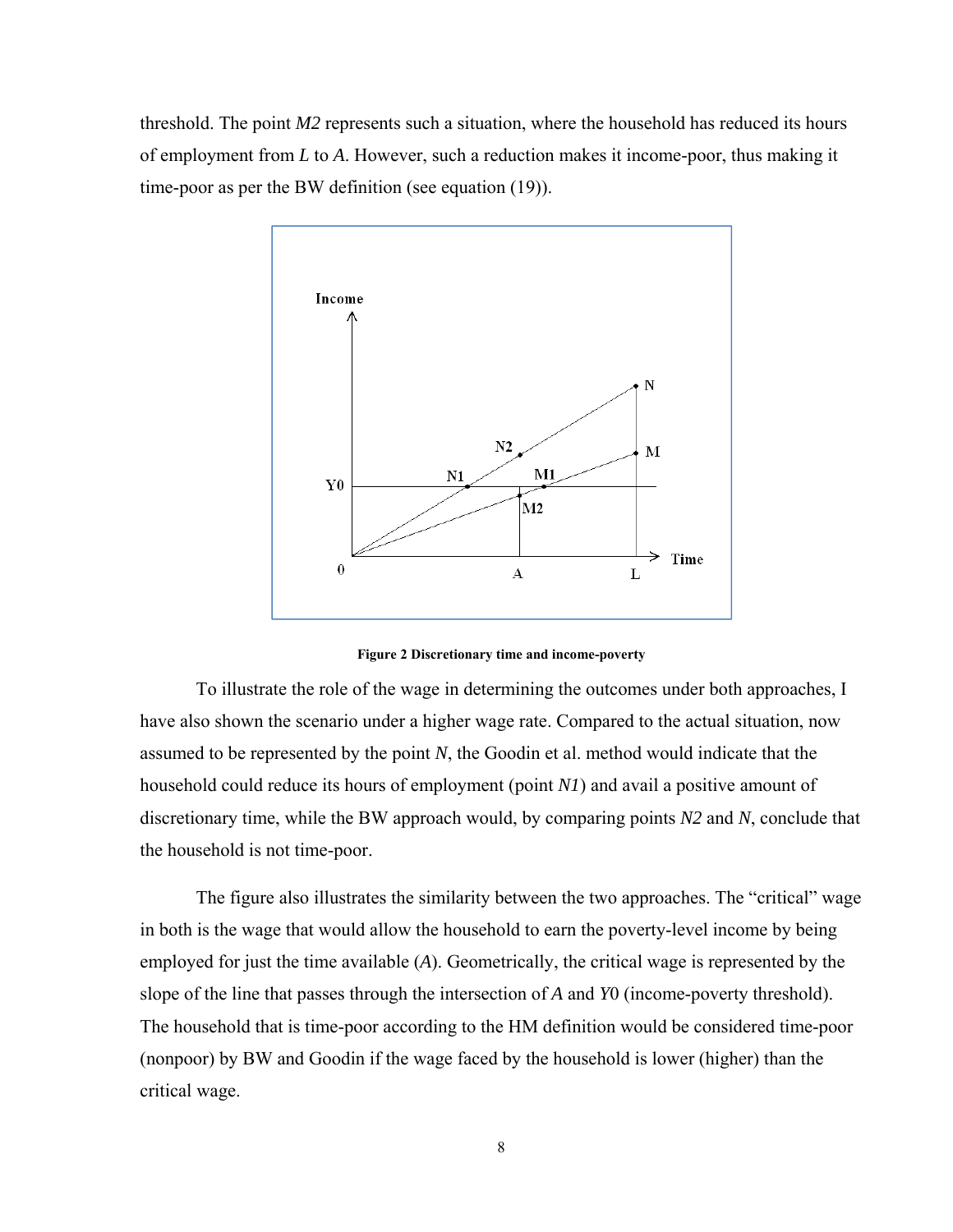threshold. The point *M2* represents such a situation, where the household has reduced its hours of employment from *L* to *A*. However, such a reduction makes it income-poor, thus making it time-poor as per the BW definition (see equation (19)).

**Figure 2 Discretionary time and income-poverty**

To illustrate the role of the wage in determining the outcomes under both approaches, I have also shown the scenario under a higher wage rate. Compared to the actual situation, now assumed to be represented by the point *N*, the Goodin et al. method would indicate that the household could reduce its hours of employment (point *N1*) and avail a positive amount of discretionary time, while the BW approach would, by comparing points *N2* and *N*, conclude that the household is not time-poor.

The figure also illustrates the similarity between the two approaches. The "critical" wage in both is the wage that would allow the household to earn the poverty-level income by being employed for just the time available (*A*). Geometrically, the critical wage is represented by the slope of the line that passes through the intersection of *A* and *Y*0 (income-poverty threshold). The household that is time-poor according to the HM definition would be considered time-poor (nonpoor) by BW and Goodin if the wage faced by the household is lower (higher) than the critical wage.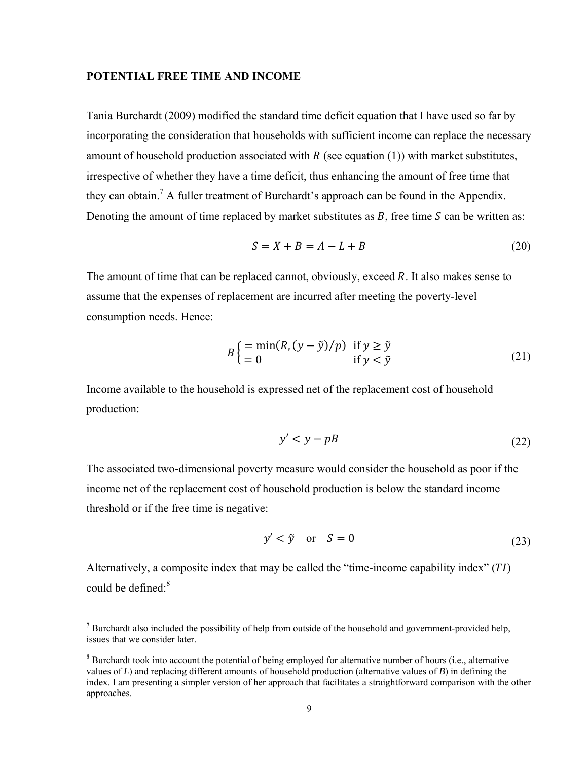## POTENTIAL FREE TIME AND INCOME

Tania Burchardt (2009) modified the standard time deficit equation that I have used so far by incorporating the consideration that households with sufficient income can replace the necessary amount of household production associated with $R$ (see equation (1)) with market substitutes, irrespective of whether they have a time deficit, thus enhancing the amount of free time that they can obtain.[7] A fuller treatment of Burchardt's approach can be found in the Appendix. Denoting the amount of time replaced by market substitutes as $B$, free time $S$ can be written as:

$$S = X + B = A - L + B \tag{20}$$

The amount of time that can be replaced cannot, obviously, exceed $R$. It also makes sense to assume that the expenses of replacement are incurred after meeting the poverty-level consumption needs. Hence:

$$B \begin{cases} = \min(R, (y - \tilde{y})/p) & \text{if } y \geq \tilde{y} \\ = 0 & \text{if } y < \tilde{y} \end{cases} \tag{21}$$

Income available to the household is expressed net of the replacement cost of household production:

$$y' < y - pB \tag{22}$$

The associated two-dimensional poverty measure would consider the household as poor if the income net of the replacement cost of household production is below the standard income threshold or if the free time is negative:

$$y' < \tilde{y} \quad \text{or} \quad S = 0 \tag{23}$$

Alternatively, a composite index that may be called the "time-income capability index" ($TI$) could be defined:[8]

---

[7] Burchardt also included the possibility of help from outside of the household and government-provided help, issues that we consider later.

[8] Burchardt took into account the potential of being employed for alternative number of hours (i.e., alternative values of $L$) and replacing different amounts of household production (alternative values of $B$) in defining the index. I am presenting a simpler version of her approach that facilitates a straightforward comparison with the other approaches.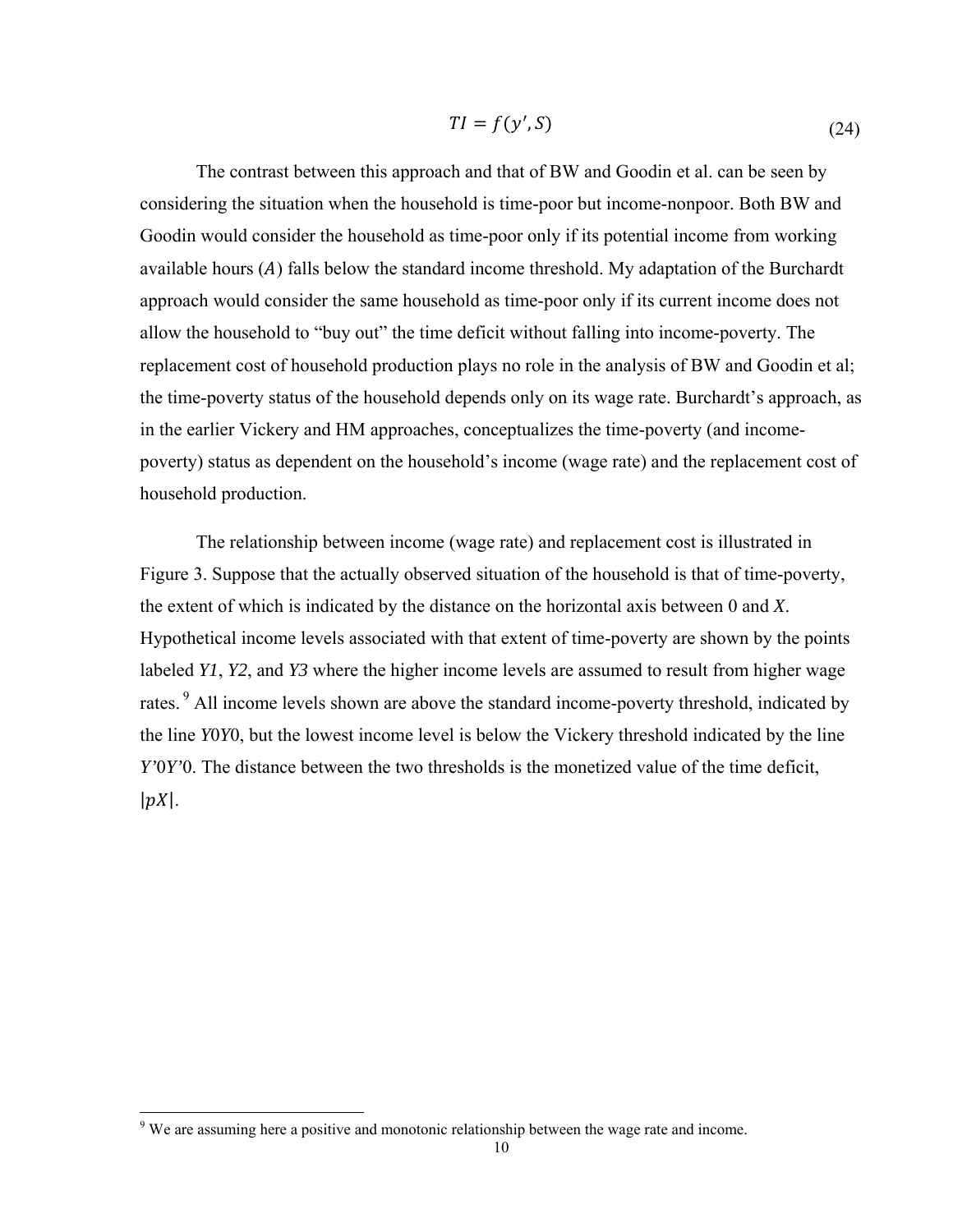$$TI = f(y', S) \tag{24}$$

The contrast between this approach and that of BW and Goodin et al. can be seen by considering the situation when the household is time-poor but income-nonpoor. Both BW and Goodin would consider the household as time-poor only if its potential income from working available hours ($A$) falls below the standard income threshold. My adaptation of the Burchardt approach would consider the same household as time-poor only if its current income does not allow the household to "buy out" the time deficit without falling into income-poverty. The replacement cost of household production plays no role in the analysis of BW and Goodin et al; the time-poverty status of the household depends only on its wage rate. Burchardt's approach, as in the earlier Vickery and HM approaches, conceptualizes the time-poverty (and income-poverty) status as dependent on the household's income (wage rate) and the replacement cost of household production.

The relationship between income (wage rate) and replacement cost is illustrated in Figure 3. Suppose that the actually observed situation of the household is that of time-poverty, the extent of which is indicated by the distance on the horizontal axis between 0 and *X*. Hypothetical income levels associated with that extent of time-poverty are shown by the points labeled *Y1*, *Y2*, and *Y3* where the higher income levels are assumed to result from higher wage rates.[9] All income levels shown are above the standard income-poverty threshold, indicated by the line *Y*0*Y*0, but the lowest income level is below the Vickery threshold indicated by the line *Y'*0*Y'*0. The distance between the two thresholds is the monetized value of the time deficit, $|pX|$.

[9] We are assuming here a positive and monotonic relationship between the wage rate and income.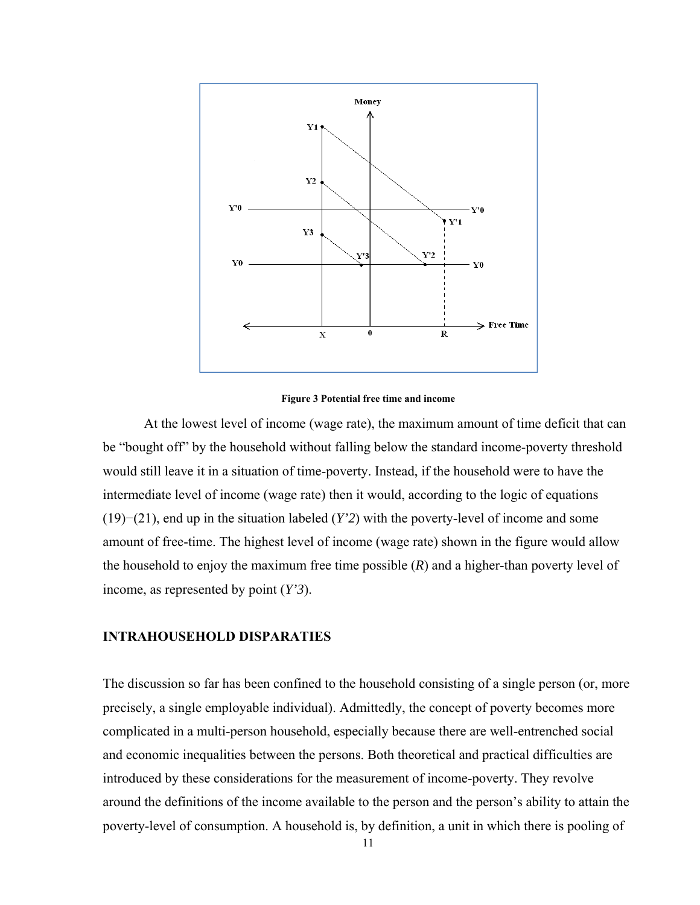Figure 3 Potential free time and income

At the lowest level of income (wage rate), the maximum amount of time deficit that can be "bought off" by the household without falling below the standard income-poverty threshold would still leave it in a situation of time-poverty. Instead, if the household were to have the intermediate level of income (wage rate) then it would, according to the logic of equations (19)−(21), end up in the situation labeled (*Y'2*) with the poverty-level of income and some amount of free-time. The highest level of income (wage rate) shown in the figure would allow the household to enjoy the maximum free time possible (*R*) and a higher-than poverty level of income, as represented by point (*Y'3*).

## INTRAHOUSEHOLD DISPARATIES

The discussion so far has been confined to the household consisting of a single person (or, more precisely, a single employable individual). Admittedly, the concept of poverty becomes more complicated in a multi-person household, especially because there are well-entrenched social and economic inequalities between the persons. Both theoretical and practical difficulties are introduced by these considerations for the measurement of income-poverty. They revolve around the definitions of the income available to the person and the person's ability to attain the poverty-level of consumption. A household is, by definition, a unit in which there is pooling of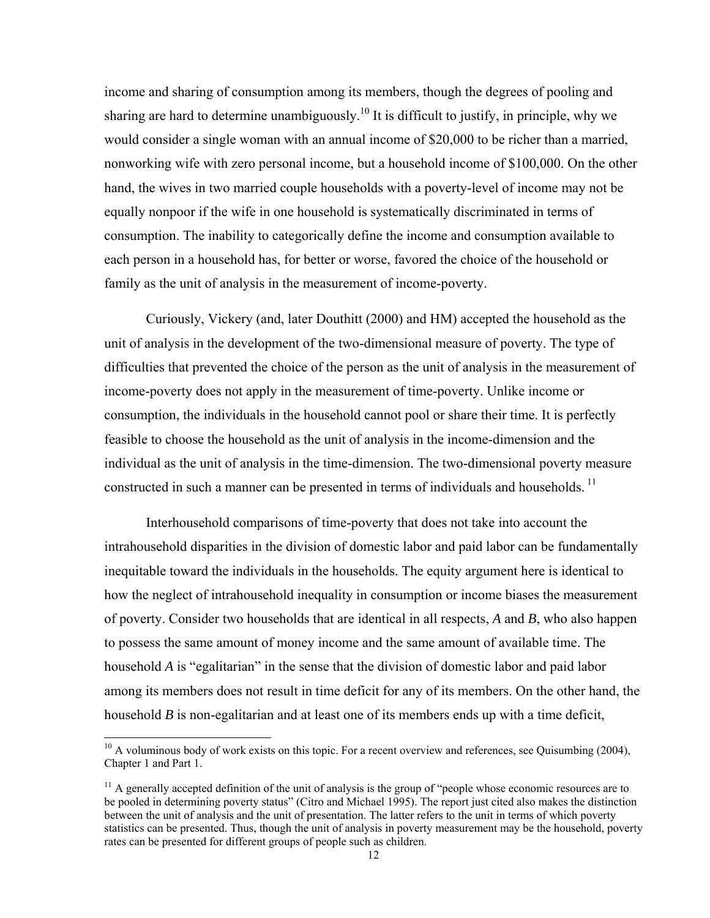income and sharing of consumption among its members, though the degrees of pooling and sharing are hard to determine unambiguously.[10] It is difficult to justify, in principle, why we would consider a single woman with an annual income of $20,000 to be richer than a married, nonworking wife with zero personal income, but a household income of $100,000. On the other hand, the wives in two married couple households with a poverty-level of income may not be equally nonpoor if the wife in one household is systematically discriminated in terms of consumption. The inability to categorically define the income and consumption available to each person in a household has, for better or worse, favored the choice of the household or family as the unit of analysis in the measurement of income-poverty.

Curiously, Vickery (and, later Douthitt (2000) and HM) accepted the household as the unit of analysis in the development of the two-dimensional measure of poverty. The type of difficulties that prevented the choice of the person as the unit of analysis in the measurement of income-poverty does not apply in the measurement of time-poverty. Unlike income or consumption, the individuals in the household cannot pool or share their time. It is perfectly feasible to choose the household as the unit of analysis in the income-dimension and the individual as the unit of analysis in the time-dimension. The two-dimensional poverty measure constructed in such a manner can be presented in terms of individuals and households.[11]

Interhousehold comparisons of time-poverty that does not take into account the intrahousehold disparities in the division of domestic labor and paid labor can be fundamentally inequitable toward the individuals in the households. The equity argument here is identical to how the neglect of intrahousehold inequality in consumption or income biases the measurement of poverty. Consider two households that are identical in all respects, *A* and *B*, who also happen to possess the same amount of money income and the same amount of available time. The household *A* is "egalitarian" in the sense that the division of domestic labor and paid labor among its members does not result in time deficit for any of its members. On the other hand, the household *B* is non-egalitarian and at least one of its members ends up with a time deficit,

---

[10] A voluminous body of work exists on this topic. For a recent overview and references, see Quisumbing (2004), Chapter 1 and Part 1.

[11] A generally accepted definition of the unit of analysis is the group of "people whose economic resources are to be pooled in determining poverty status" (Citro and Michael 1995). The report just cited also makes the distinction between the unit of analysis and the unit of presentation. The latter refers to the unit in terms of which poverty statistics can be presented. Thus, though the unit of analysis in poverty measurement may be the household, poverty rates can be presented for different groups of people such as children.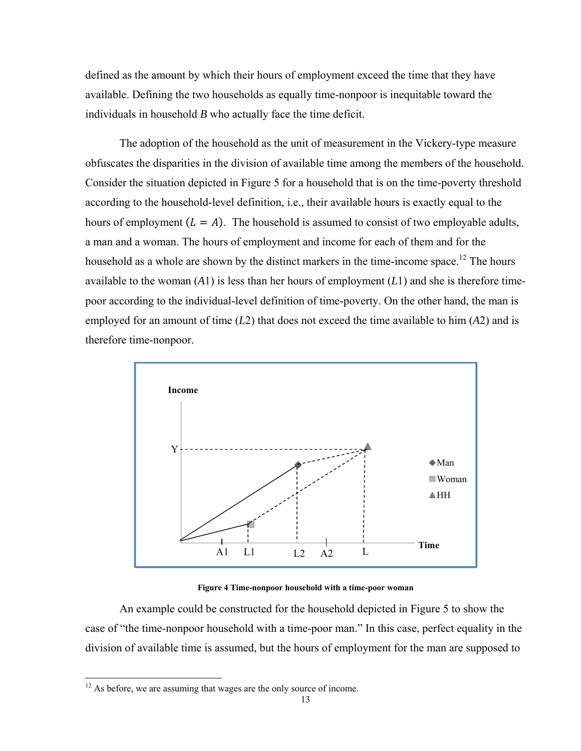defined as the amount by which their hours of employment exceed the time that they have available. Defining the two households as equally time-nonpoor is inequitable toward the individuals in household *B* who actually face the time deficit.

The adoption of the household as the unit of measurement in the Vickery-type measure obfuscates the disparities in the division of available time among the members of the household. Consider the situation depicted in Figure 5 for a household that is on the time-poverty threshold according to the household-level definition, i.e., their available hours is exactly equal to the hours of employment ($L = A$). The household is assumed to consist of two employable adults, a man and a woman. The hours of employment and income for each of them and for the household as a whole are shown by the distinct markers in the time-income space.[12] The hours available to the woman ($A1$) is less than her hours of employment ($L1$) and she is therefore time-poor according to the individual-level definition of time-poverty. On the other hand, the man is employed for an amount of time ($L2$) that does not exceed the time available to him ($A2$) and is therefore time-nonpoor.

**Figure 4 Time-nonpoor household with a time-poor woman**

An example could be constructed for the household depicted in Figure 5 to show the case of "the time-nonpoor household with a time-poor man." In this case, perfect equality in the division of available time is assumed, but the hours of employment for the man are supposed to

---

[12] As before, we are assuming that wages are the only source of income.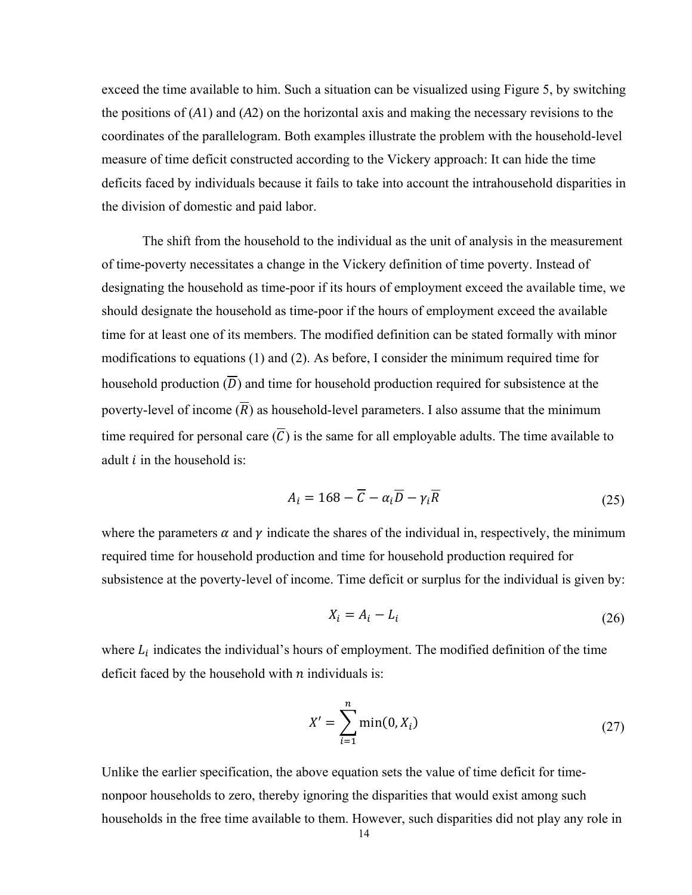exceed the time available to him. Such a situation can be visualized using Figure 5, by switching the positions of ($A1$) and ($A2$) on the horizontal axis and making the necessary revisions to the coordinates of the parallelogram. Both examples illustrate the problem with the household-level measure of time deficit constructed according to the Vickery approach: It can hide the time deficits faced by individuals because it fails to take into account the intrahousehold disparities in the division of domestic and paid labor.

The shift from the household to the individual as the unit of analysis in the measurement of time-poverty necessitates a change in the Vickery definition of time poverty. Instead of designating the household as time-poor if its hours of employment exceed the available time, we should designate the household as time-poor if the hours of employment exceed the available time for at least one of its members. The modified definition can be stated formally with minor modifications to equations (1) and (2). As before, I consider the minimum required time for household production ($\overline{D}$) and time for household production required for subsistence at the poverty-level of income ($\overline{R}$) as household-level parameters. I also assume that the minimum time required for personal care ($\overline{C}$) is the same for all employable adults. The time available to adult $i$ in the household is:

$$A_i = 168 - \overline{C} - \alpha_i \overline{D} - \gamma_i \overline{R} \tag{25}$$

where the parameters $\alpha$ and $\gamma$ indicate the shares of the individual in, respectively, the minimum required time for household production and time for household production required for subsistence at the poverty-level of income. Time deficit or surplus for the individual is given by:

$$X_i = A_i - L_i \tag{26}$$

where $L_i$ indicates the individual's hours of employment. The modified definition of the time deficit faced by the household with $n$ individuals is:

$$X' = \sum_{i=1}^{n} \min(0, X_i) \tag{27}$$

Unlike the earlier specification, the above equation sets the value of time deficit for time-nonpoor households to zero, thereby ignoring the disparities that would exist among such households in the free time available to them. However, such disparities did not play any role in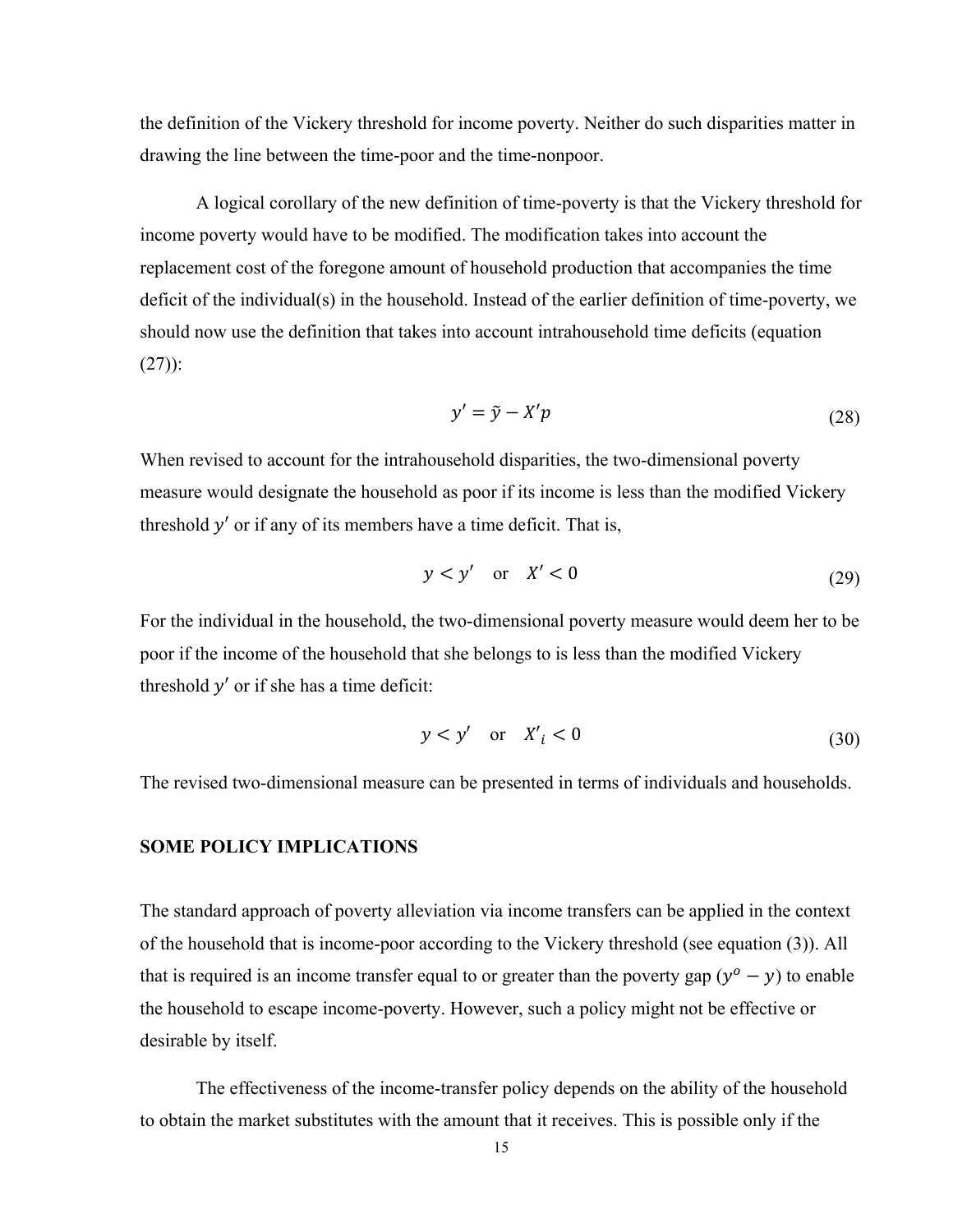the definition of the Vickery threshold for income poverty. Neither do such disparities matter in drawing the line between the time-poor and the time-nonpoor.

A logical corollary of the new definition of time-poverty is that the Vickery threshold for income poverty would have to be modified. The modification takes into account the replacement cost of the foregone amount of household production that accompanies the time deficit of the individual(s) in the household. Instead of the earlier definition of time-poverty, we should now use the definition that takes into account intrahousehold time deficits (equation (27)):

$$y' = \tilde{y} - X'p \tag{28}$$

When revised to account for the intrahousehold disparities, the two-dimensional poverty measure would designate the household as poor if its income is less than the modified Vickery threshold $y'$ or if any of its members have a time deficit. That is,

$$y < y' \quad \text{or} \quad X' < 0 \tag{29}$$

For the individual in the household, the two-dimensional poverty measure would deem her to be poor if the income of the household that she belongs to is less than the modified Vickery threshold $y'$ or if she has a time deficit:

$$y < y' \quad \text{or} \quad X'_i < 0 \tag{30}$$

The revised two-dimensional measure can be presented in terms of individuals and households.

## SOME POLICY IMPLICATIONS

The standard approach of poverty alleviation via income transfers can be applied in the context of the household that is income-poor according to the Vickery threshold (see equation (3)). All that is required is an income transfer equal to or greater than the poverty gap ($y^o - y$) to enable the household to escape income-poverty. However, such a policy might not be effective or desirable by itself.

The effectiveness of the income-transfer policy depends on the ability of the household to obtain the market substitutes with the amount that it receives. This is possible only if the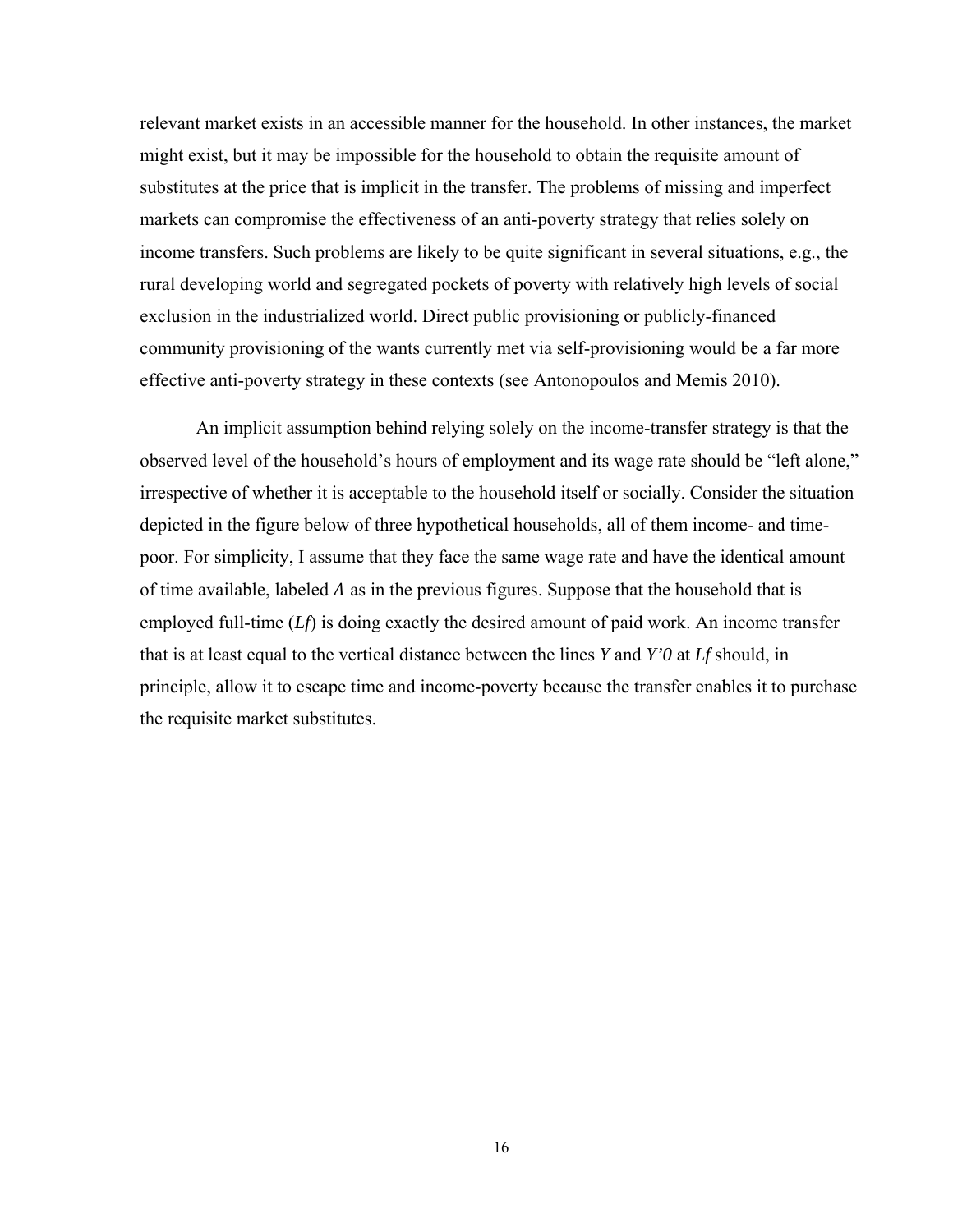relevant market exists in an accessible manner for the household. In other instances, the market might exist, but it may be impossible for the household to obtain the requisite amount of substitutes at the price that is implicit in the transfer. The problems of missing and imperfect markets can compromise the effectiveness of an anti-poverty strategy that relies solely on income transfers. Such problems are likely to be quite significant in several situations, e.g., the rural developing world and segregated pockets of poverty with relatively high levels of social exclusion in the industrialized world. Direct public provisioning or publicly-financed community provisioning of the wants currently met via self-provisioning would be a far more effective anti-poverty strategy in these contexts (see Antonopoulos and Memis 2010).

An implicit assumption behind relying solely on the income-transfer strategy is that the observed level of the household's hours of employment and its wage rate should be "left alone," irrespective of whether it is acceptable to the household itself or socially. Consider the situation depicted in the figure below of three hypothetical households, all of them income- and time-poor. For simplicity, I assume that they face the same wage rate and have the identical amount of time available, labeled $A$ as in the previous figures. Suppose that the household that is employed full-time ($Lf$) is doing exactly the desired amount of paid work. An income transfer that is at least equal to the vertical distance between the lines $Y$ and $Y'0$ at $Lf$ should, in principle, allow it to escape time and income-poverty because the transfer enables it to purchase the requisite market substitutes.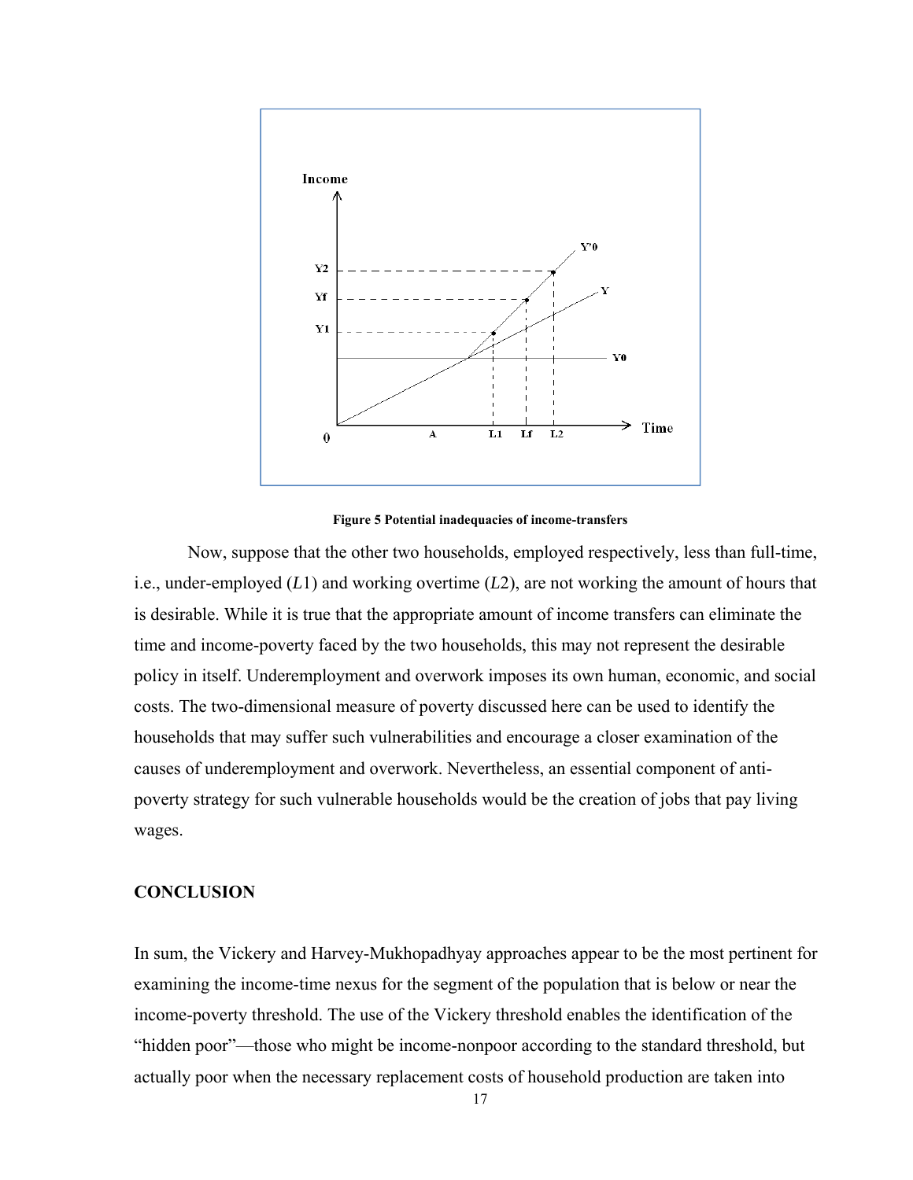**Figure 5 Potential inadequacies of income-transfers**

Now, suppose that the other two households, employed respectively, less than full-time, i.e., under-employed ($L1$) and working overtime ($L2$), are not working the amount of hours that is desirable. While it is true that the appropriate amount of income transfers can eliminate the time and income-poverty faced by the two households, this may not represent the desirable policy in itself. Underemployment and overwork imposes its own human, economic, and social costs. The two-dimensional measure of poverty discussed here can be used to identify the households that may suffer such vulnerabilities and encourage a closer examination of the causes of underemployment and overwork. Nevertheless, an essential component of anti-poverty strategy for such vulnerable households would be the creation of jobs that pay living wages.

## CONCLUSION

In sum, the Vickery and Harvey-Mukhopadhyay approaches appear to be the most pertinent for examining the income-time nexus for the segment of the population that is below or near the income-poverty threshold. The use of the Vickery threshold enables the identification of the "hidden poor"—those who might be income-nonpoor according to the standard threshold, but actually poor when the necessary replacement costs of household production are taken into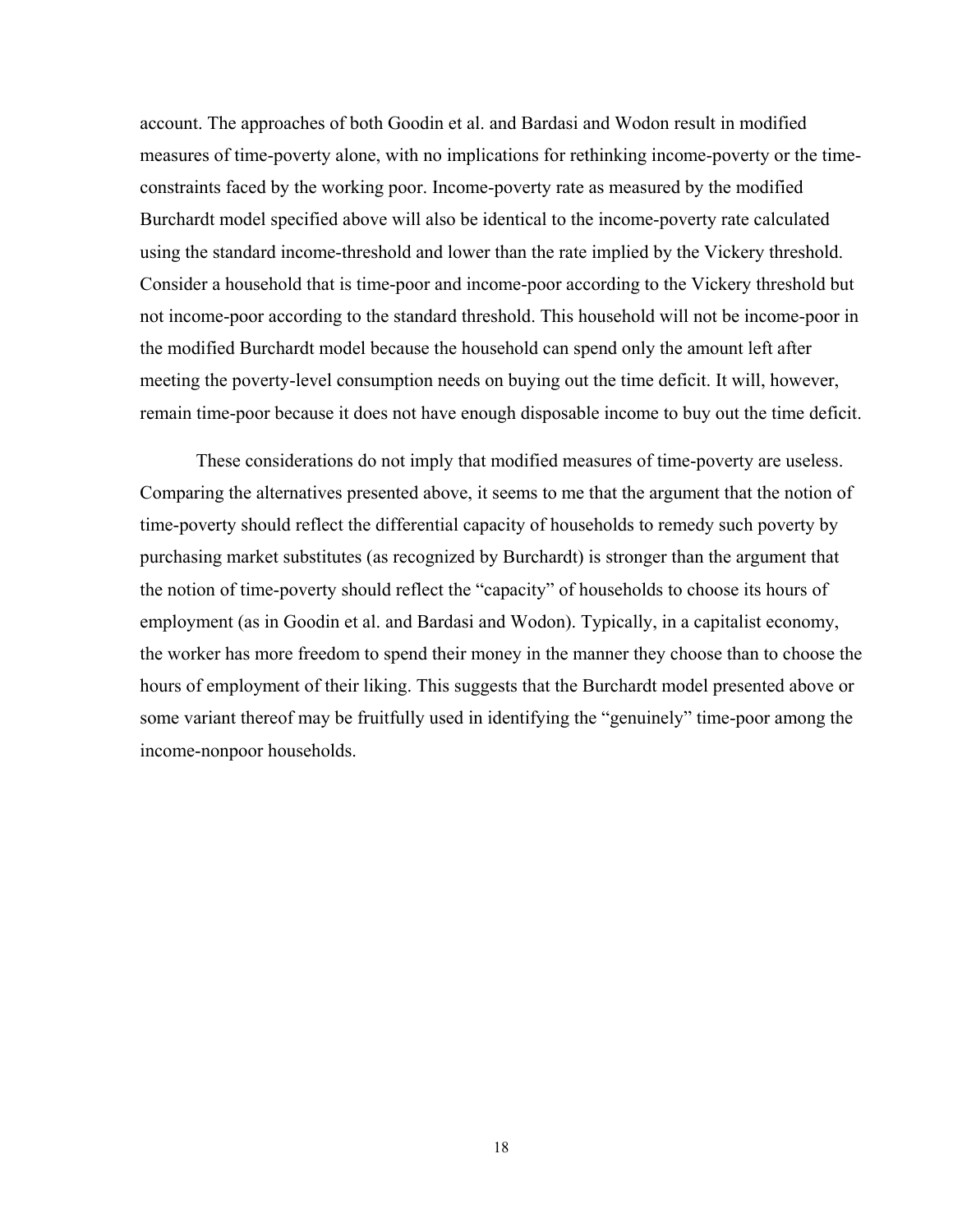account. The approaches of both Goodin et al. and Bardasi and Wodon result in modified measures of time-poverty alone, with no implications for rethinking income-poverty or the time-constraints faced by the working poor. Income-poverty rate as measured by the modified Burchardt model specified above will also be identical to the income-poverty rate calculated using the standard income-threshold and lower than the rate implied by the Vickery threshold. Consider a household that is time-poor and income-poor according to the Vickery threshold but not income-poor according to the standard threshold. This household will not be income-poor in the modified Burchardt model because the household can spend only the amount left after meeting the poverty-level consumption needs on buying out the time deficit. It will, however, remain time-poor because it does not have enough disposable income to buy out the time deficit.

These considerations do not imply that modified measures of time-poverty are useless. Comparing the alternatives presented above, it seems to me that the argument that the notion of time-poverty should reflect the differential capacity of households to remedy such poverty by purchasing market substitutes (as recognized by Burchardt) is stronger than the argument that the notion of time-poverty should reflect the "capacity" of households to choose its hours of employment (as in Goodin et al. and Bardasi and Wodon). Typically, in a capitalist economy, the worker has more freedom to spend their money in the manner they choose than to choose the hours of employment of their liking. This suggests that the Burchardt model presented above or some variant thereof may be fruitfully used in identifying the "genuinely" time-poor among the income-nonpoor households.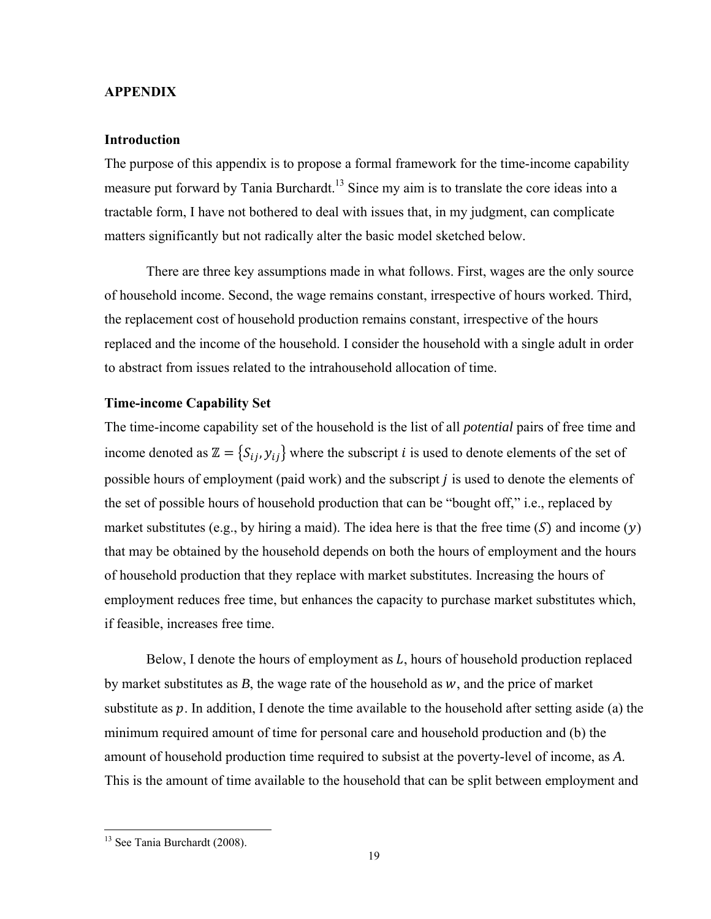## APPENDIX

### Introduction

The purpose of this appendix is to propose a formal framework for the time-income capability measure put forward by Tania Burchardt.[13] Since my aim is to translate the core ideas into a tractable form, I have not bothered to deal with issues that, in my judgment, can complicate matters significantly but not radically alter the basic model sketched below.

There are three key assumptions made in what follows. First, wages are the only source of household income. Second, the wage remains constant, irrespective of hours worked. Third, the replacement cost of household production remains constant, irrespective of the hours replaced and the income of the household. I consider the household with a single adult in order to abstract from issues related to the intrahousehold allocation of time.

### Time-income Capability Set

The time-income capability set of the household is the list of all *potential* pairs of free time and income denoted as $\mathbb{Z} = \{S_{ij}, y_{ij}\}$ where the subscript $i$ is used to denote elements of the set of possible hours of employment (paid work) and the subscript $j$ is used to denote the elements of the set of possible hours of household production that can be "bought off," i.e., replaced by market substitutes (e.g., by hiring a maid). The idea here is that the free time ($S$) and income ($y$) that may be obtained by the household depends on both the hours of employment and the hours of household production that they replace with market substitutes. Increasing the hours of employment reduces free time, but enhances the capacity to purchase market substitutes which, if feasible, increases free time.

Below, I denote the hours of employment as $L$, hours of household production replaced by market substitutes as $B$, the wage rate of the household as $w$, and the price of market substitute as $p$. In addition, I denote the time available to the household after setting aside (a) the minimum required amount of time for personal care and household production and (b) the amount of household production time required to subsist at the poverty-level of income, as $A$. This is the amount of time available to the household that can be split between employment and

[13] See Tania Burchardt (2008).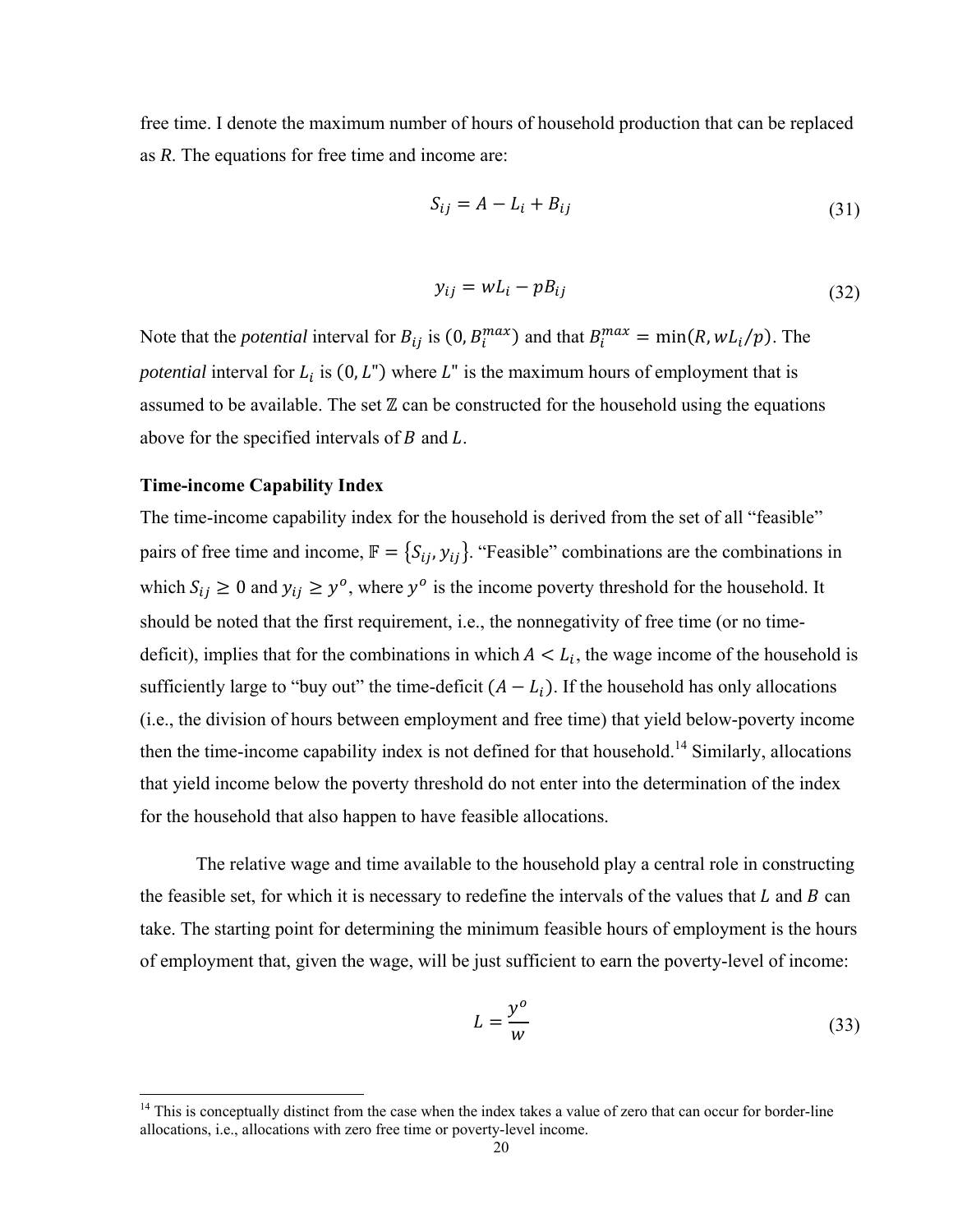free time. I denote the maximum number of hours of household production that can be replaced as *R*. The equations for free time and income are:

$$S_{ij} = A - L_i + B_{ij} \tag{31}$$

$$y_{ij} = wL_i - pB_{ij} \tag{32}$$

Note that the *potential* interval for $B_{ij}$ is $(0, B_i^{max})$ and that $B_i^{max} = \min(R, wL_i/p)$. The *potential* interval for $L_i$ is $(0, L")$ where $L"$ is the maximum hours of employment that is assumed to be available. The set $\mathbb{Z}$ can be constructed for the household using the equations above for the specified intervals of $B$ and $L$.

**Time-income Capability Index**

The time-income capability index for the household is derived from the set of all "feasible" pairs of free time and income, $\mathbb{F} = \{S_{ij}, y_{ij}\}$. "Feasible" combinations are the combinations in which $S_{ij} \geq 0$ and $y_{ij} \geq y^o$, where $y^o$ is the income poverty threshold for the household. It should be noted that the first requirement, i.e., the nonnegativity of free time (or no time-deficit), implies that for the combinations in which $A < L_i$, the wage income of the household is sufficiently large to "buy out" the time-deficit $(A - L_i)$. If the household has only allocations (i.e., the division of hours between employment and free time) that yield below-poverty income then the time-income capability index is not defined for that household.[14] Similarly, allocations that yield income below the poverty threshold do not enter into the determination of the index for the household that also happen to have feasible allocations.

The relative wage and time available to the household play a central role in constructing the feasible set, for which it is necessary to redefine the intervals of the values that $L$ and $B$ can take. The starting point for determining the minimum feasible hours of employment is the hours of employment that, given the wage, will be just sufficient to earn the poverty-level of income:

$$L = \frac{y^o}{w} \tag{33}$$

[14] This is conceptually distinct from the case when the index takes a value of zero that can occur for border-line allocations, i.e., allocations with zero free time or poverty-level income.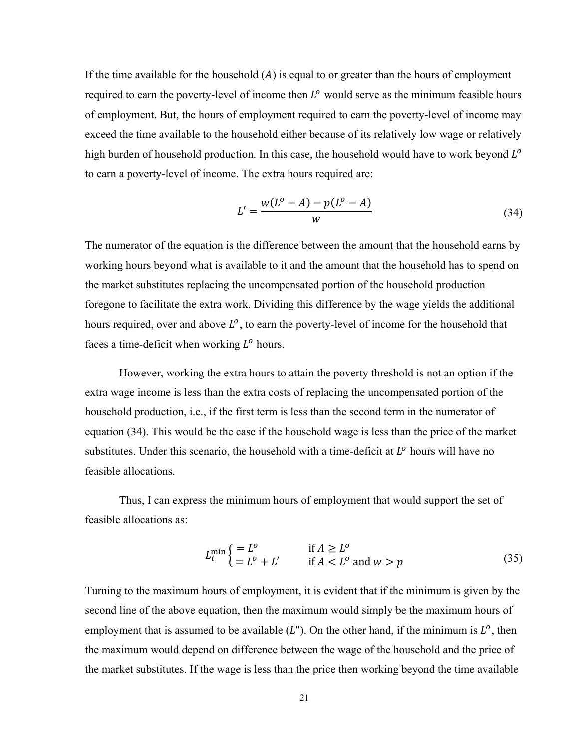If the time available for the household ($A$) is equal to or greater than the hours of employment required to earn the poverty-level of income then $L^o$ would serve as the minimum feasible hours of employment. But, the hours of employment required to earn the poverty-level of income may exceed the time available to the household either because of its relatively low wage or relatively high burden of household production. In this case, the household would have to work beyond $L^o$ to earn a poverty-level of income. The extra hours required are:

$$L' = \frac{w(L^o - A) - p(L^o - A)}{w} \tag{34}$$

The numerator of the equation is the difference between the amount that the household earns by working hours beyond what is available to it and the amount that the household has to spend on the market substitutes replacing the uncompensated portion of the household production foregone to facilitate the extra work. Dividing this difference by the wage yields the additional hours required, over and above $L^o$, to earn the poverty-level of income for the household that faces a time-deficit when working $L^o$ hours.

However, working the extra hours to attain the poverty threshold is not an option if the extra wage income is less than the extra costs of replacing the uncompensated portion of the household production, i.e., if the first term is less than the second term in the numerator of equation (34). This would be the case if the household wage is less than the price of the market substitutes. Under this scenario, the household with a time-deficit at $L^o$ hours will have no feasible allocations.

Thus, I can express the minimum hours of employment that would support the set of feasible allocations as:

$$L_i^{\min} \begin{cases} = L^o & \text{if } A \geq L^o \\ = L^o + L' & \text{if } A < L^o \text{ and } w > p \end{cases} \tag{35}$$

Turning to the maximum hours of employment, it is evident that if the minimum is given by the second line of the above equation, then the maximum would simply be the maximum hours of employment that is assumed to be available ($L''$). On the other hand, if the minimum is $L^o$, then the maximum would depend on difference between the wage of the household and the price of the market substitutes. If the wage is less than the price then working beyond the time available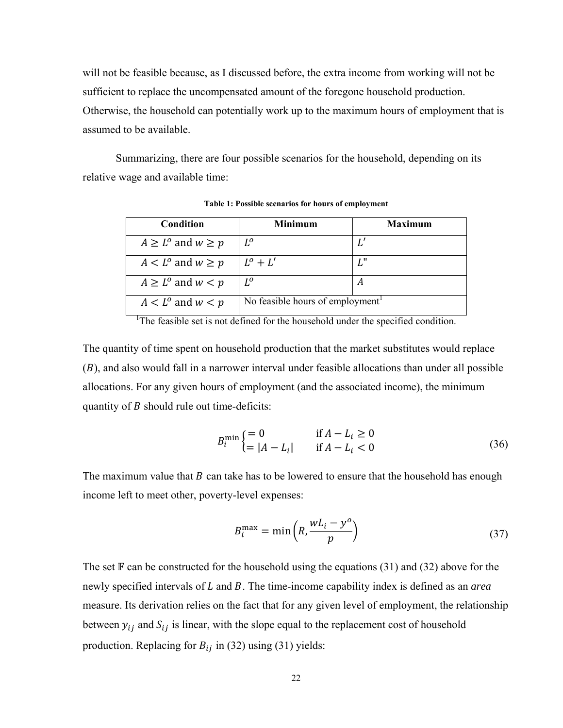will not be feasible because, as I discussed before, the extra income from working will not be sufficient to replace the uncompensated amount of the foregone household production. Otherwise, the household can potentially work up to the maximum hours of employment that is assumed to be available.

Summarizing, there are four possible scenarios for the household, depending on its relative wage and available time:

**Table 1: Possible scenarios for hours of employment**

| Condition | Minimum | Maximum |
|---|---|---|
| $A \geq L^o$ and $w \geq p$ | $L^o$ | $L'$ |
| $A < L^o$ and $w \geq p$ | $L^o + L'$ | $L"$ |
| $A \geq L^o$ and $w < p$ | $L^o$ | $A$ |
| $A < L^o$ and $w < p$ | No feasible hours of employment[1] | |

[1]The feasible set is not defined for the household under the specified condition.

The quantity of time spent on household production that the market substitutes would replace ($B$), and also would fall in a narrower interval under feasible allocations than under all possible allocations. For any given hours of employment (and the associated income), the minimum quantity of $B$ should rule out time-deficits:

$$B_i^{\min} \begin{cases} = 0 & \text{if } A - L_i \geq 0 \\ = |A - L_i| & \text{if } A - L_i < 0 \end{cases} \tag{36}$$

The maximum value that $B$ can take has to be lowered to ensure that the household has enough income left to meet other, poverty-level expenses:

$$B_i^{\max} = \min\left(R, \frac{wL_i - y^o}{p}\right) \tag{37}$$

The set $\mathbb{F}$ can be constructed for the household using the equations (31) and (32) above for the newly specified intervals of $L$ and $B$. The time-income capability index is defined as an *area* measure. Its derivation relies on the fact that for any given level of employment, the relationship between $y_{ij}$ and $S_{ij}$ is linear, with the slope equal to the replacement cost of household production. Replacing for $B_{ij}$ in (32) using (31) yields: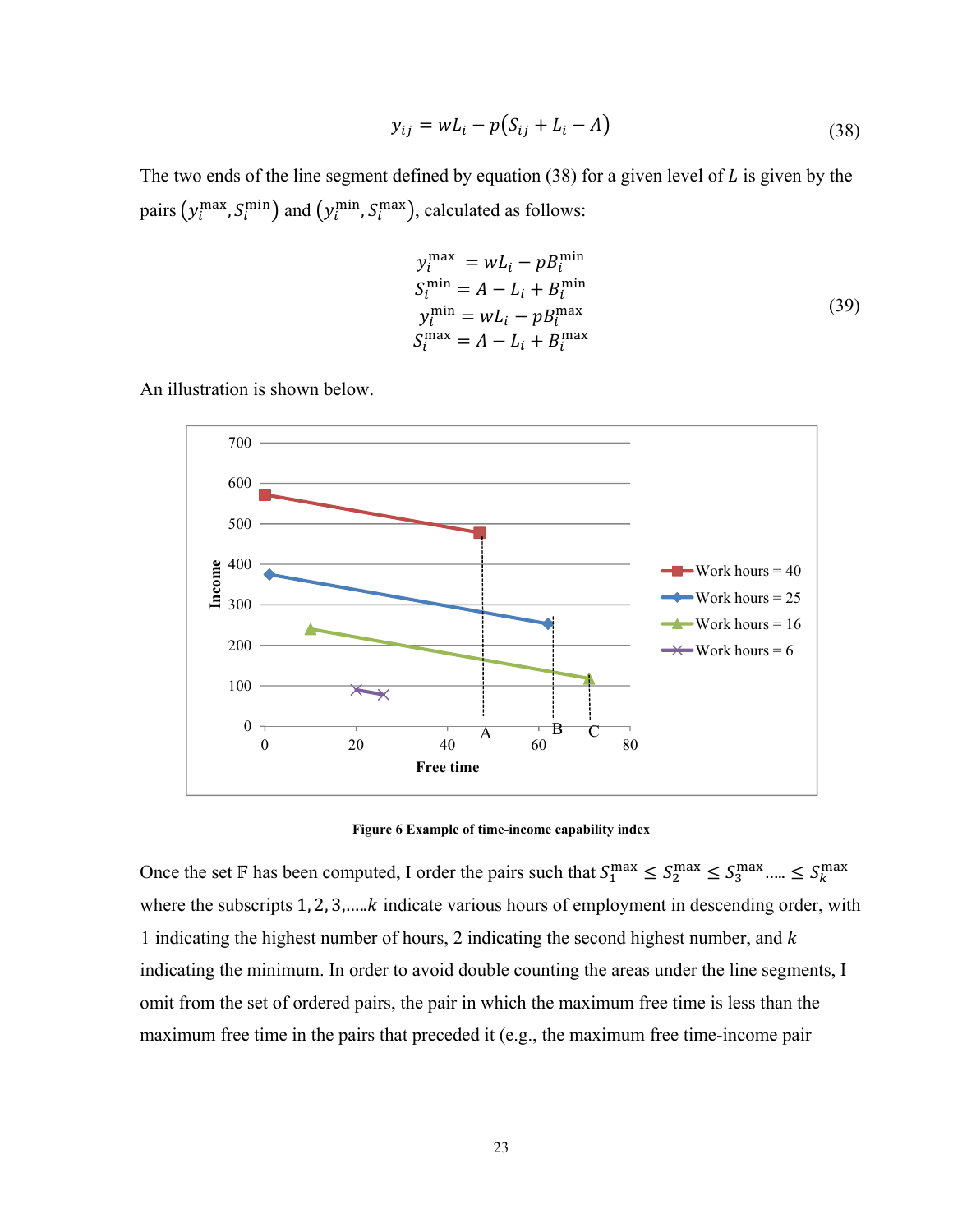$$y_{ij} = wL_i - p\left(S_{ij} + L_i - A\right) \tag{38}$$

The two ends of the line segment defined by equation (38) for a given level of $L$ is given by the pairs $\left(y_i^{\max}, S_i^{\min}\right)$ and $\left(y_i^{\min}, S_i^{\max}\right)$, calculated as follows:

$$\begin{aligned} y_i^{\max} &= wL_i - pB_i^{\min} \\ S_i^{\min} &= A - L_i + B_i^{\min} \\ y_i^{\min} &= wL_i - pB_i^{\max} \\ S_i^{\max} &= A - L_i + B_i^{\max} \end{aligned} \tag{39}$$

An illustration is shown below.

**Figure 6 Example of time-income capability index**

Once the set $\mathbb{F}$ has been computed, I order the pairs such that $S_1^{\max} \leq S_2^{\max} \leq S_3^{\max} \ldots\ldots \leq S_k^{\max}$ where the subscripts $1, 2, 3, \ldots\ldots k$ indicate various hours of employment in descending order, with 1 indicating the highest number of hours, 2 indicating the second highest number, and $k$ indicating the minimum. In order to avoid double counting the areas under the line segments, I omit from the set of ordered pairs, the pair in which the maximum free time is less than the maximum free time in the pairs that preceded it (e.g., the maximum free time-income pair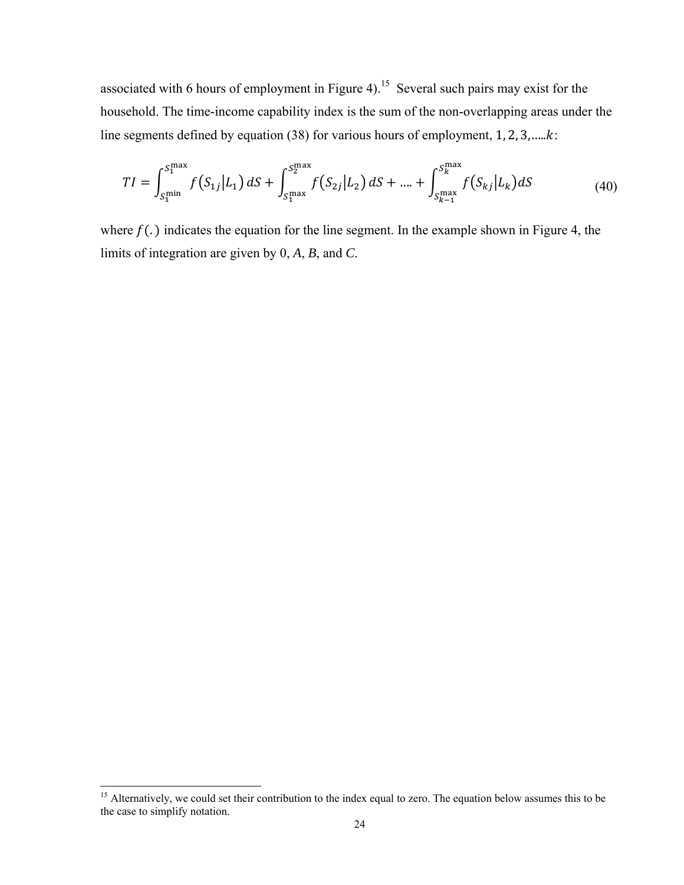associated with 6 hours of employment in Figure 4).[15] Several such pairs may exist for the household. The time-income capability index is the sum of the non-overlapping areas under the line segments defined by equation (38) for various hours of employment, $1, 2, 3, \ldots k$:

$$TI = \int_{S_1^{\min}}^{S_1^{\max}} f\left(S_{1j}\middle|L_1\right) dS + \int_{S_1^{\max}}^{S_2^{\max}} f\left(S_{2j}\middle|L_2\right) dS + \ldots + \int_{S_{k-1}^{\max}}^{S_k^{\max}} f\left(S_{kj}\middle|L_k\right) dS \tag{40}$$

where $f(.)$ indicates the equation for the line segment. In the example shown in Figure 4, the limits of integration are given by 0, *A*, *B*, and *C*.

---

[15] Alternatively, we could set their contribution to the index equal to zero. The equation below assumes this to be the case to simplify notation.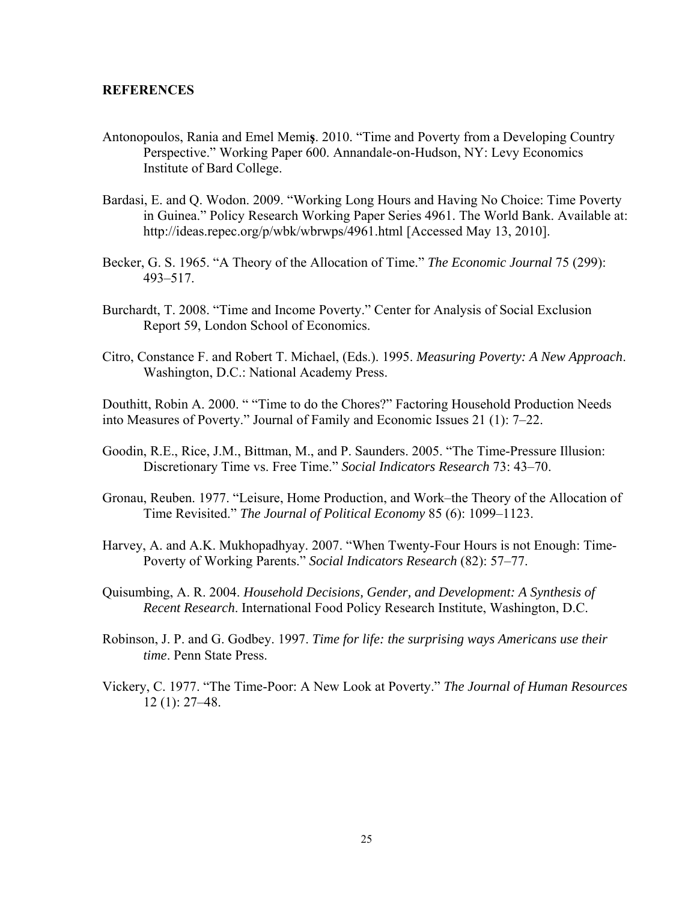**REFERENCES**

Antonopoulos, Rania and Emel Memiş. 2010. "Time and Poverty from a Developing Country Perspective." Working Paper 600. Annandale-on-Hudson, NY: Levy Economics Institute of Bard College.

Bardasi, E. and Q. Wodon. 2009. "Working Long Hours and Having No Choice: Time Poverty in Guinea." Policy Research Working Paper Series 4961. The World Bank. Available at: http://ideas.repec.org/p/wbk/wbrwps/4961.html [Accessed May 13, 2010].

Becker, G. S. 1965. "A Theory of the Allocation of Time." *The Economic Journal* 75 (299): 493–517.

Burchardt, T. 2008. "Time and Income Poverty." Center for Analysis of Social Exclusion Report 59, London School of Economics.

Citro, Constance F. and Robert T. Michael, (Eds.). 1995. *Measuring Poverty: A New Approach*. Washington, D.C.: National Academy Press.

Douthitt, Robin A. 2000. " "Time to do the Chores?" Factoring Household Production Needs into Measures of Poverty." Journal of Family and Economic Issues 21 (1): 7–22.

Goodin, R.E., Rice, J.M., Bittman, M., and P. Saunders. 2005. "The Time-Pressure Illusion: Discretionary Time vs. Free Time." *Social Indicators Research* 73: 43–70.

Gronau, Reuben. 1977. "Leisure, Home Production, and Work–the Theory of the Allocation of Time Revisited." *The Journal of Political Economy* 85 (6): 1099–1123.

Harvey, A. and A.K. Mukhopadhyay. 2007. "When Twenty-Four Hours is not Enough: Time-Poverty of Working Parents." *Social Indicators Research* (82): 57–77.

Quisumbing, A. R. 2004. *Household Decisions, Gender, and Development: A Synthesis of Recent Research*. International Food Policy Research Institute, Washington, D.C.

Robinson, J. P. and G. Godbey. 1997. *Time for life: the surprising ways Americans use their time*. Penn State Press.

Vickery, C. 1977. "The Time-Poor: A New Look at Poverty." *The Journal of Human Resources* 12 (1): 27–48.